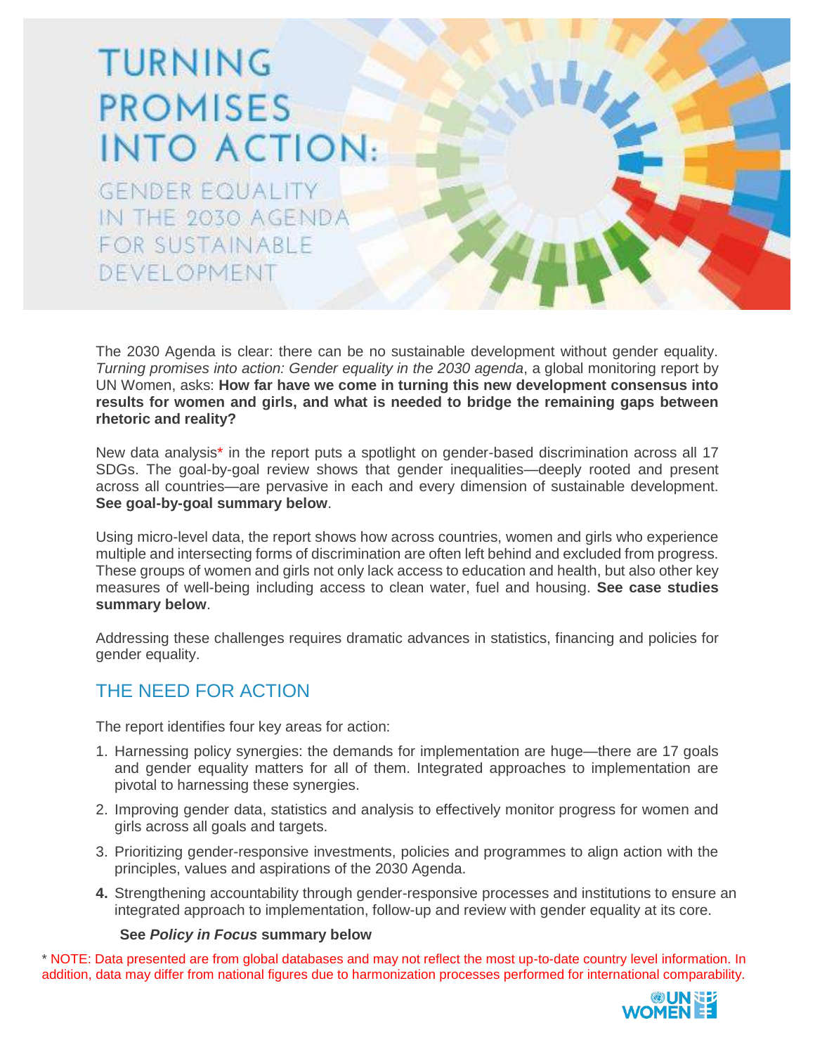# TURNING PROMISES INTO ACTION:

## GENDER EQUALITY IN THE 2030 AGENDA FOR SUSTAINABLE DEVELOPMENT

The 2030 Agenda is clear: there can be no sustainable development without gender equality. *Turning promises into action: Gender equality in the 2030 agenda*, a global monitoring report by UN Women, asks: **How far have we come in turning this new development consensus into results for women and girls, and what is needed to bridge the remaining gaps between rhetoric and reality?**

New data analysis* in the report puts a spotlight on gender-based discrimination across all 17 SDGs. The goal-by-goal review shows that gender inequalities—deeply rooted and present across all countries—are pervasive in each and every dimension of sustainable development. **See goal-by-goal summary below**.

Using micro-level data, the report shows how across countries, women and girls who experience multiple and intersecting forms of discrimination are often left behind and excluded from progress. These groups of women and girls not only lack access to education and health, but also other key measures of well-being including access to clean water, fuel and housing. **See case studies summary below**.

Addressing these challenges requires dramatic advances in statistics, financing and policies for gender equality.

## THE NEED FOR ACTION

The report identifies four key areas for action:

1. Harnessing policy synergies: the demands for implementation are huge—there are 17 goals and gender equality matters for all of them. Integrated approaches to implementation are pivotal to harnessing these synergies.
2. Improving gender data, statistics and analysis to effectively monitor progress for women and girls across all goals and targets.
3. Prioritizing gender-responsive investments, policies and programmes to align action with the principles, values and aspirations of the 2030 Agenda.
4. Strengthening accountability through gender-responsive processes and institutions to ensure an integrated approach to implementation, follow-up and review with gender equality at its core.

**See *Policy in Focus* summary below**

* NOTE: Data presented are from global databases and may not reflect the most up-to-date country level information. In addition, data may differ from national figures due to harmonization processes performed for international comparability.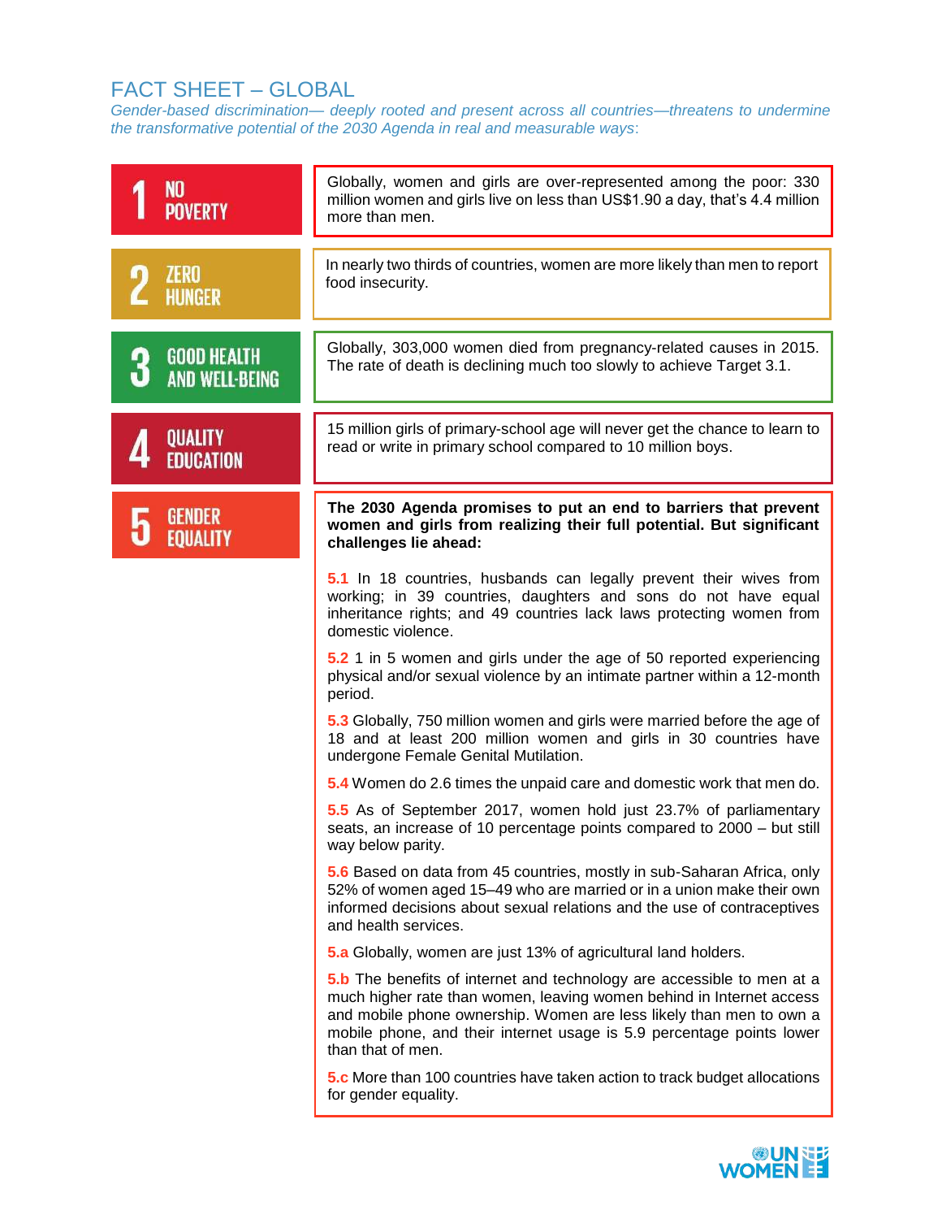# FACT SHEET – GLOBAL

*Gender-based discrimination— deeply rooted and present across all countries—threatens to undermine the transformative potential of the 2030 Agenda in real and measurable ways*:

**1 NO POVERTY**

Globally, women and girls are over-represented among the poor: 330 million women and girls live on less than US$1.90 a day, that's 4.4 million more than men.

**2 ZERO HUNGER**

In nearly two thirds of countries, women are more likely than men to report food insecurity.

**3 GOOD HEALTH AND WELL-BEING**

Globally, 303,000 women died from pregnancy-related causes in 2015. The rate of death is declining much too slowly to achieve Target 3.1.

**4 QUALITY EDUCATION**

15 million girls of primary-school age will never get the chance to learn to read or write in primary school compared to 10 million boys.

**5 GENDER EQUALITY**

**The 2030 Agenda promises to put an end to barriers that prevent women and girls from realizing their full potential. But significant challenges lie ahead:**

**5.1** In 18 countries, husbands can legally prevent their wives from working; in 39 countries, daughters and sons do not have equal inheritance rights; and 49 countries lack laws protecting women from domestic violence.

**5.2** 1 in 5 women and girls under the age of 50 reported experiencing physical and/or sexual violence by an intimate partner within a 12-month period.

**5.3** Globally, 750 million women and girls were married before the age of 18 and at least 200 million women and girls in 30 countries have undergone Female Genital Mutilation.

**5.4** Women do 2.6 times the unpaid care and domestic work that men do.

**5.5** As of September 2017, women hold just 23.7% of parliamentary seats, an increase of 10 percentage points compared to 2000 – but still way below parity.

**5.6** Based on data from 45 countries, mostly in sub-Saharan Africa, only 52% of women aged 15–49 who are married or in a union make their own informed decisions about sexual relations and the use of contraceptives and health services.

**5.a** Globally, women are just 13% of agricultural land holders.

**5.b** The benefits of internet and technology are accessible to men at a much higher rate than women, leaving women behind in Internet access and mobile phone ownership. Women are less likely than men to own a mobile phone, and their internet usage is 5.9 percentage points lower than that of men.

**5.c** More than 100 countries have taken action to track budget allocations for gender equality.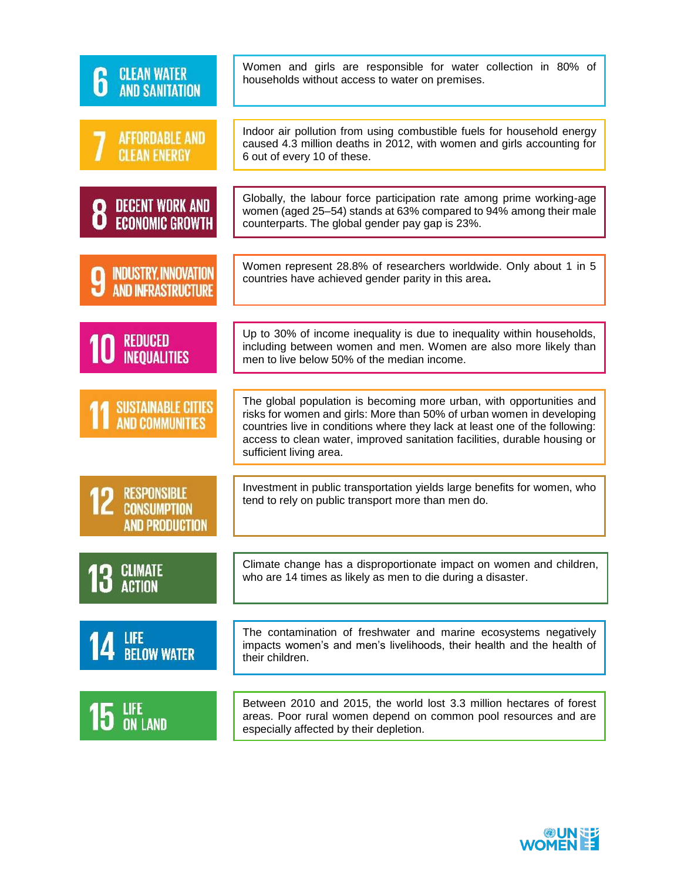| SDG | Fact |
| --- | --- |
| **6 CLEAN WATER AND SANITATION** | Women and girls are responsible for water collection in 80% of households without access to water on premises. |
| **7 AFFORDABLE AND CLEAN ENERGY** | Indoor air pollution from using combustible fuels for household energy caused 4.3 million deaths in 2012, with women and girls accounting for 6 out of every 10 of these. |
| **8 DECENT WORK AND ECONOMIC GROWTH** | Globally, the labour force participation rate among prime working-age women (aged 25–54) stands at 63% compared to 94% among their male counterparts. The global gender pay gap is 23%. |
| **9 INDUSTRY, INNOVATION AND INFRASTRUCTURE** | Women represent 28.8% of researchers worldwide. Only about 1 in 5 countries have achieved gender parity in this area**.** |
| **10 REDUCED INEQUALITIES** | Up to 30% of income inequality is due to inequality within households, including between women and men. Women are also more likely than men to live below 50% of the median income. |
| **11 SUSTAINABLE CITIES AND COMMUNITIES** | The global population is becoming more urban, with opportunities and risks for women and girls: More than 50% of urban women in developing countries live in conditions where they lack at least one of the following: access to clean water, improved sanitation facilities, durable housing or sufficient living area. |
| **12 RESPONSIBLE CONSUMPTION AND PRODUCTION** | Investment in public transportation yields large benefits for women, who tend to rely on public transport more than men do. |
| **13 CLIMATE ACTION** | Climate change has a disproportionate impact on women and children, who are 14 times as likely as men to die during a disaster. |
| **14 LIFE BELOW WATER** | The contamination of freshwater and marine ecosystems negatively impacts women's and men's livelihoods, their health and the health of their children. |
| **15 LIFE ON LAND** | Between 2010 and 2015, the world lost 3.3 million hectares of forest areas. Poor rural women depend on common pool resources and are especially affected by their depletion. |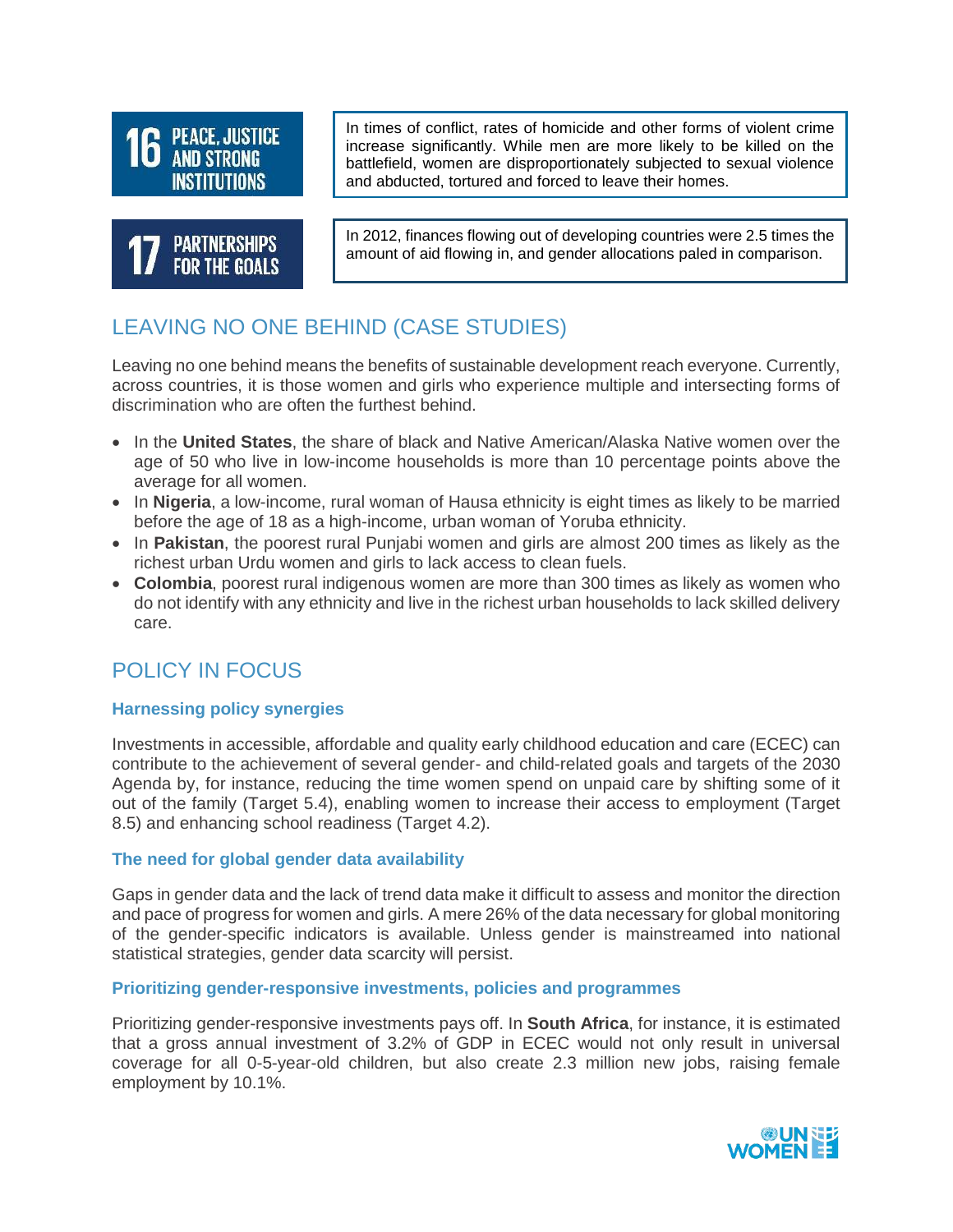**16 PEACE, JUSTICE AND STRONG INSTITUTIONS**

In times of conflict, rates of homicide and other forms of violent crime increase significantly. While men are more likely to be killed on the battlefield, women are disproportionately subjected to sexual violence and abducted, tortured and forced to leave their homes.

**17 PARTNERSHIPS FOR THE GOALS**

In 2012, finances flowing out of developing countries were 2.5 times the amount of aid flowing in, and gender allocations paled in comparison.

## LEAVING NO ONE BEHIND (CASE STUDIES)

Leaving no one behind means the benefits of sustainable development reach everyone. Currently, across countries, it is those women and girls who experience multiple and intersecting forms of discrimination who are often the furthest behind.

- In the **United States**, the share of black and Native American/Alaska Native women over the age of 50 who live in low-income households is more than 10 percentage points above the average for all women.
- In **Nigeria**, a low-income, rural woman of Hausa ethnicity is eight times as likely to be married before the age of 18 as a high-income, urban woman of Yoruba ethnicity.
- In **Pakistan**, the poorest rural Punjabi women and girls are almost 200 times as likely as the richest urban Urdu women and girls to lack access to clean fuels.
- **Colombia**, poorest rural indigenous women are more than 300 times as likely as women who do not identify with any ethnicity and live in the richest urban households to lack skilled delivery care.

## POLICY IN FOCUS

### Harnessing policy synergies

Investments in accessible, affordable and quality early childhood education and care (ECEC) can contribute to the achievement of several gender- and child-related goals and targets of the 2030 Agenda by, for instance, reducing the time women spend on unpaid care by shifting some of it out of the family (Target 5.4), enabling women to increase their access to employment (Target 8.5) and enhancing school readiness (Target 4.2).

### The need for global gender data availability

Gaps in gender data and the lack of trend data make it difficult to assess and monitor the direction and pace of progress for women and girls. A mere 26% of the data necessary for global monitoring of the gender-specific indicators is available. Unless gender is mainstreamed into national statistical strategies, gender data scarcity will persist.

### Prioritizing gender-responsive investments, policies and programmes

Prioritizing gender-responsive investments pays off. In **South Africa**, for instance, it is estimated that a gross annual investment of 3.2% of GDP in ECEC would not only result in universal coverage for all 0-5-year-old children, but also create 2.3 million new jobs, raising female employment by 10.1%.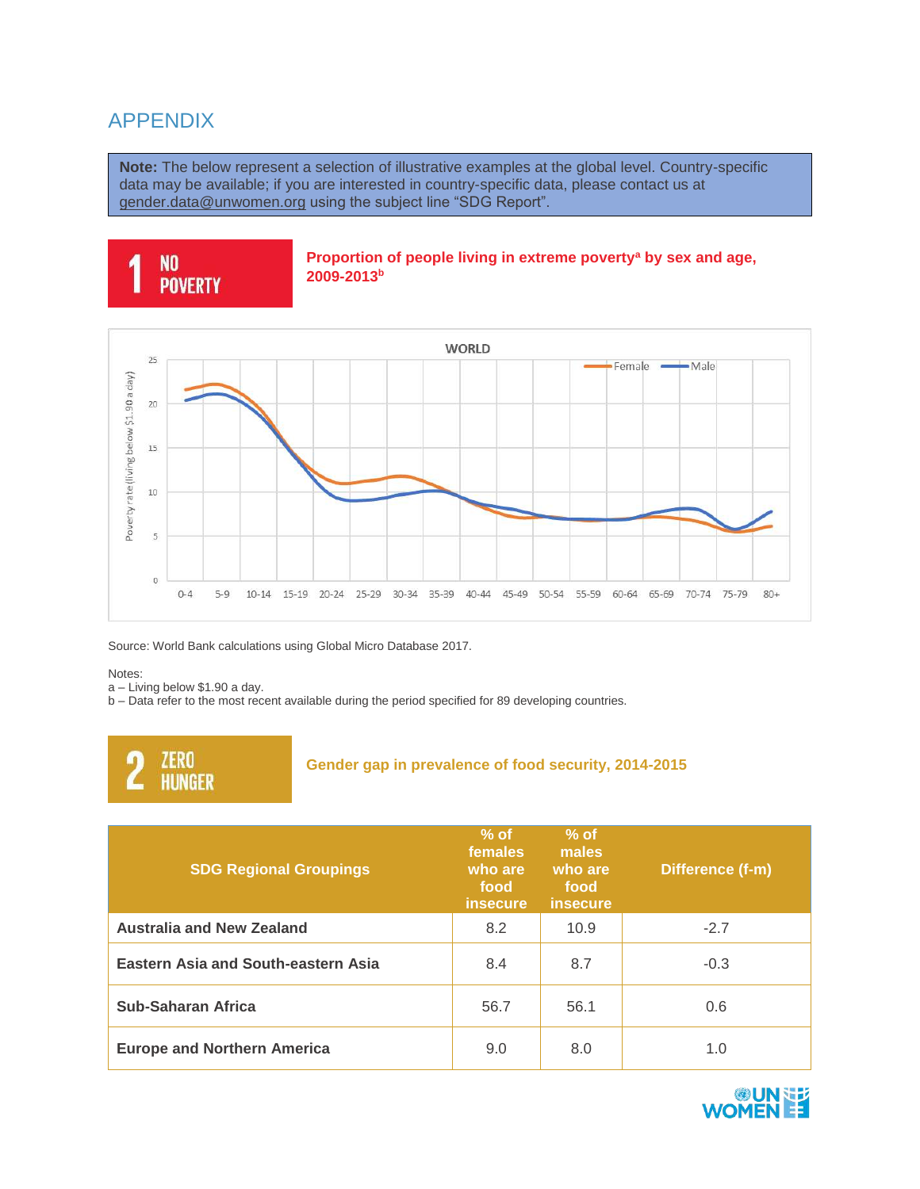# APPENDIX

**Note:** The below represent a selection of illustrative examples at the global level. Country-specific data may be available; if you are interested in country-specific data, please contact us at gender.data@unwomen.org using the subject line "SDG Report".

## 1 NO POVERTY

**Proportion of people living in extreme poverty[a] by sex and age, 2009-2013[b]**

Source: World Bank calculations using Global Micro Database 2017.

Notes:
a – Living below $1.90 a day.
b – Data refer to the most recent available during the period specified for 89 developing countries.

## 2 ZERO HUNGER

**Gender gap in prevalence of food security, 2014-2015**

| SDG Regional Groupings | % of females who are food insecure | % of males who are food insecure | Difference (f-m) |
|---|---|---|---|
| Australia and New Zealand | 8.2 | 10.9 | -2.7 |
| Eastern Asia and South-eastern Asia | 8.4 | 8.7 | -0.3 |
| Sub-Saharan Africa | 56.7 | 56.1 | 0.6 |
| Europe and Northern America | 9.0 | 8.0 | 1.0 |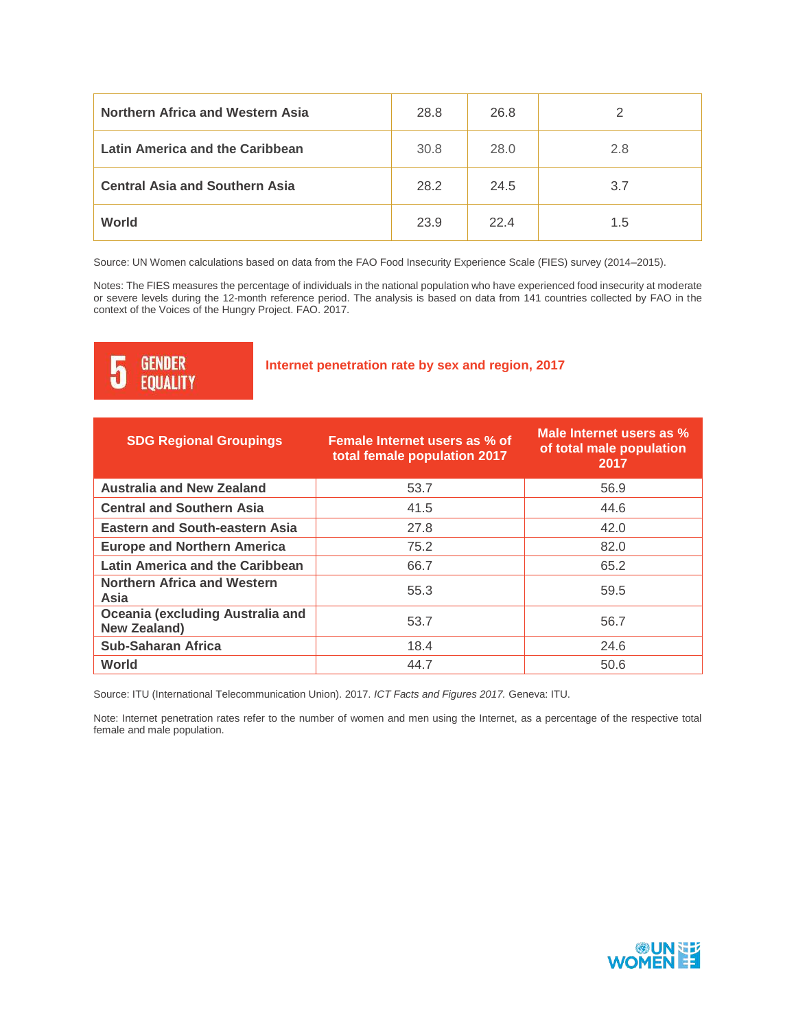| Northern Africa and Western Asia | 28.8 | 26.8 | 2 |
|---|---|---|---|
| Latin America and the Caribbean | 30.8 | 28.0 | 2.8 |
| Central Asia and Southern Asia | 28.2 | 24.5 | 3.7 |
| World | 23.9 | 22.4 | 1.5 |

Source: UN Women calculations based on data from the FAO Food Insecurity Experience Scale (FIES) survey (2014–2015).

Notes: The FIES measures the percentage of individuals in the national population who have experienced food insecurity at moderate or severe levels during the 12-month reference period. The analysis is based on data from 141 countries collected by FAO in the context of the Voices of the Hungry Project. FAO. 2017.

**5 GENDER EQUALITY**

## Internet penetration rate by sex and region, 2017

| SDG Regional Groupings | Female Internet users as % of total female population 2017 | Male Internet users as % of total male population 2017 |
|---|---|---|
| Australia and New Zealand | 53.7 | 56.9 |
| Central and Southern Asia | 41.5 | 44.6 |
| Eastern and South-eastern Asia | 27.8 | 42.0 |
| Europe and Northern America | 75.2 | 82.0 |
| Latin America and the Caribbean | 66.7 | 65.2 |
| Northern Africa and Western Asia | 55.3 | 59.5 |
| Oceania (excluding Australia and New Zealand) | 53.7 | 56.7 |
| Sub-Saharan Africa | 18.4 | 24.6 |
| World | 44.7 | 50.6 |

Source: ITU (International Telecommunication Union). 2017. *ICT Facts and Figures 2017.* Geneva: ITU.

Note: Internet penetration rates refer to the number of women and men using the Internet, as a percentage of the respective total female and male population.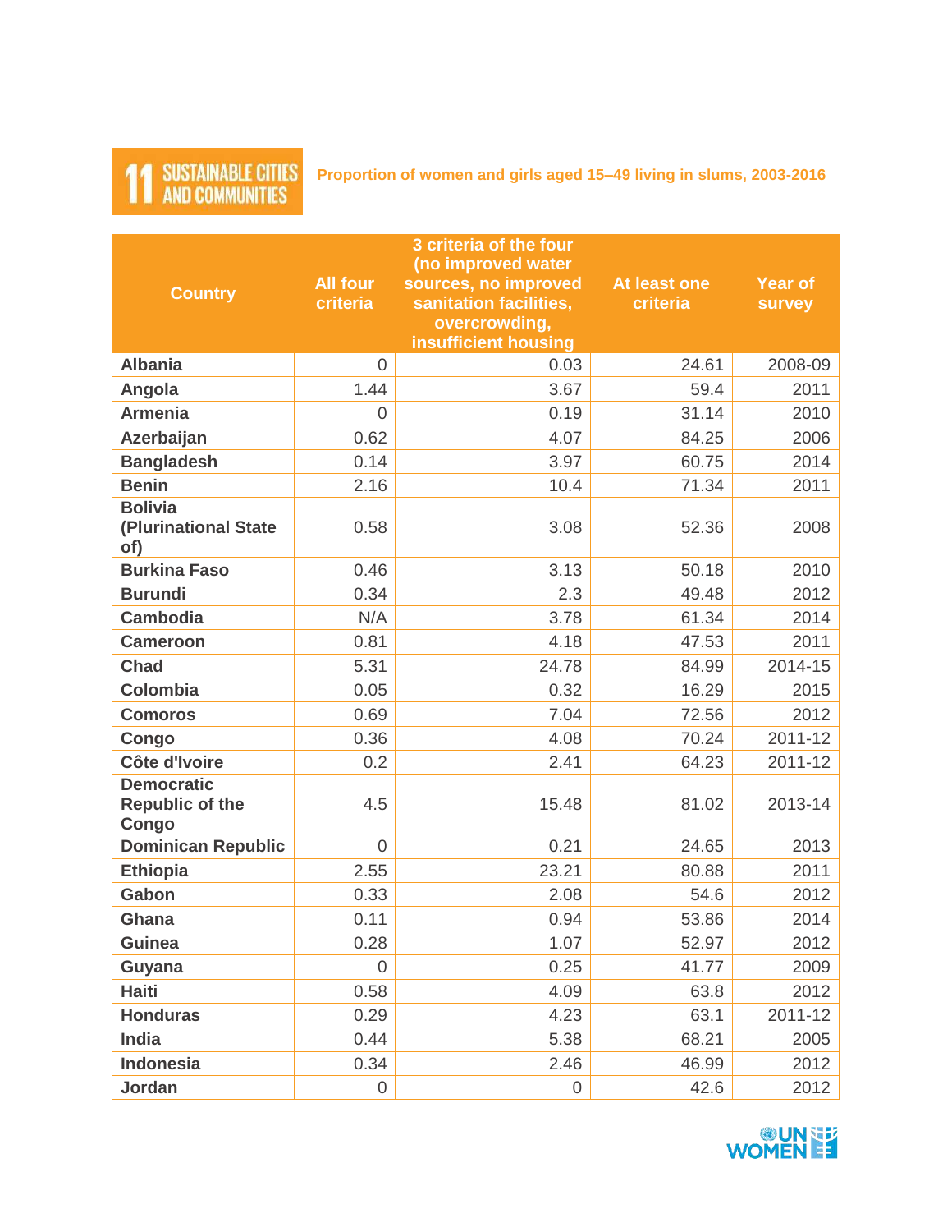11 SUSTAINABLE CITIES AND COMMUNITIES

**Proportion of women and girls aged 15–49 living in slums, 2003-2016**

| Country | All four criteria | 3 criteria of the four (no improved water sources, no improved sanitation facilities, overcrowding, insufficient housing | At least one criteria | Year of survey |
|---|---|---|---|---|
| **Albania** | 0 | 0.03 | 24.61 | 2008-09 |
| **Angola** | 1.44 | 3.67 | 59.4 | 2011 |
| **Armenia** | 0 | 0.19 | 31.14 | 2010 |
| **Azerbaijan** | 0.62 | 4.07 | 84.25 | 2006 |
| **Bangladesh** | 0.14 | 3.97 | 60.75 | 2014 |
| **Benin** | 2.16 | 10.4 | 71.34 | 2011 |
| **Bolivia (Plurinational State of)** | 0.58 | 3.08 | 52.36 | 2008 |
| **Burkina Faso** | 0.46 | 3.13 | 50.18 | 2010 |
| **Burundi** | 0.34 | 2.3 | 49.48 | 2012 |
| **Cambodia** | N/A | 3.78 | 61.34 | 2014 |
| **Cameroon** | 0.81 | 4.18 | 47.53 | 2011 |
| **Chad** | 5.31 | 24.78 | 84.99 | 2014-15 |
| **Colombia** | 0.05 | 0.32 | 16.29 | 2015 |
| **Comoros** | 0.69 | 7.04 | 72.56 | 2012 |
| **Congo** | 0.36 | 4.08 | 70.24 | 2011-12 |
| **Côte d'Ivoire** | 0.2 | 2.41 | 64.23 | 2011-12 |
| **Democratic Republic of the Congo** | 4.5 | 15.48 | 81.02 | 2013-14 |
| **Dominican Republic** | 0 | 0.21 | 24.65 | 2013 |
| **Ethiopia** | 2.55 | 23.21 | 80.88 | 2011 |
| **Gabon** | 0.33 | 2.08 | 54.6 | 2012 |
| **Ghana** | 0.11 | 0.94 | 53.86 | 2014 |
| **Guinea** | 0.28 | 1.07 | 52.97 | 2012 |
| **Guyana** | 0 | 0.25 | 41.77 | 2009 |
| **Haiti** | 0.58 | 4.09 | 63.8 | 2012 |
| **Honduras** | 0.29 | 4.23 | 63.1 | 2011-12 |
| **India** | 0.44 | 5.38 | 68.21 | 2005 |
| **Indonesia** | 0.34 | 2.46 | 46.99 | 2012 |
| **Jordan** | 0 | 0 | 42.6 | 2012 |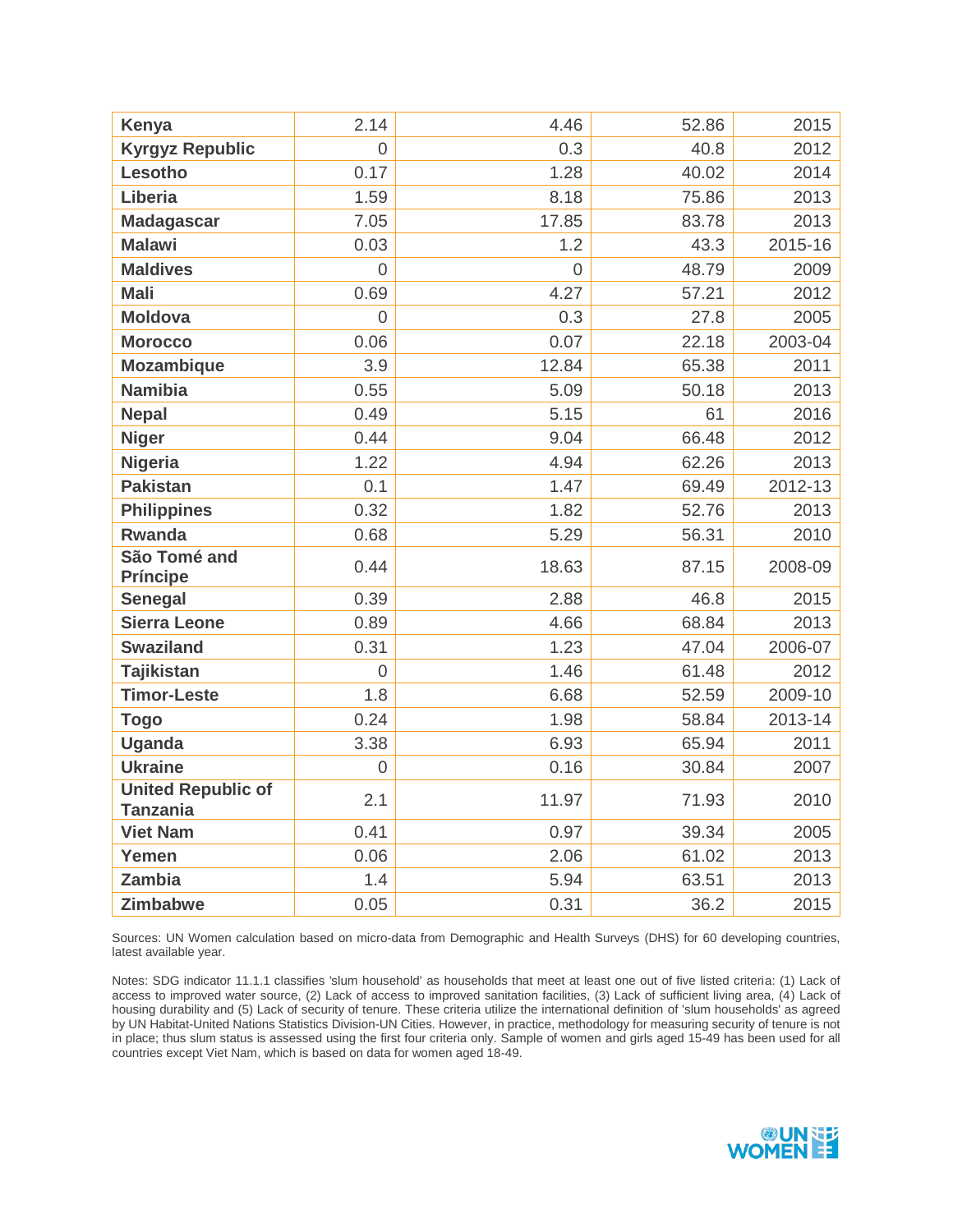| | | | | |
|---|---|---|---|---|
| **Kenya** | 2.14 | 4.46 | 52.86 | 2015 |
| **Kyrgyz Republic** | 0 | 0.3 | 40.8 | 2012 |
| **Lesotho** | 0.17 | 1.28 | 40.02 | 2014 |
| **Liberia** | 1.59 | 8.18 | 75.86 | 2013 |
| **Madagascar** | 7.05 | 17.85 | 83.78 | 2013 |
| **Malawi** | 0.03 | 1.2 | 43.3 | 2015-16 |
| **Maldives** | 0 | 0 | 48.79 | 2009 |
| **Mali** | 0.69 | 4.27 | 57.21 | 2012 |
| **Moldova** | 0 | 0.3 | 27.8 | 2005 |
| **Morocco** | 0.06 | 0.07 | 22.18 | 2003-04 |
| **Mozambique** | 3.9 | 12.84 | 65.38 | 2011 |
| **Namibia** | 0.55 | 5.09 | 50.18 | 2013 |
| **Nepal** | 0.49 | 5.15 | 61 | 2016 |
| **Niger** | 0.44 | 9.04 | 66.48 | 2012 |
| **Nigeria** | 1.22 | 4.94 | 62.26 | 2013 |
| **Pakistan** | 0.1 | 1.47 | 69.49 | 2012-13 |
| **Philippines** | 0.32 | 1.82 | 52.76 | 2013 |
| **Rwanda** | 0.68 | 5.29 | 56.31 | 2010 |
| **São Tomé and Príncipe** | 0.44 | 18.63 | 87.15 | 2008-09 |
| **Senegal** | 0.39 | 2.88 | 46.8 | 2015 |
| **Sierra Leone** | 0.89 | 4.66 | 68.84 | 2013 |
| **Swaziland** | 0.31 | 1.23 | 47.04 | 2006-07 |
| **Tajikistan** | 0 | 1.46 | 61.48 | 2012 |
| **Timor-Leste** | 1.8 | 6.68 | 52.59 | 2009-10 |
| **Togo** | 0.24 | 1.98 | 58.84 | 2013-14 |
| **Uganda** | 3.38 | 6.93 | 65.94 | 2011 |
| **Ukraine** | 0 | 0.16 | 30.84 | 2007 |
| **United Republic of Tanzania** | 2.1 | 11.97 | 71.93 | 2010 |
| **Viet Nam** | 0.41 | 0.97 | 39.34 | 2005 |
| **Yemen** | 0.06 | 2.06 | 61.02 | 2013 |
| **Zambia** | 1.4 | 5.94 | 63.51 | 2013 |
| **Zimbabwe** | 0.05 | 0.31 | 36.2 | 2015 |

Sources: UN Women calculation based on micro-data from Demographic and Health Surveys (DHS) for 60 developing countries, latest available year.

Notes: SDG indicator 11.1.1 classifies 'slum household' as households that meet at least one out of five listed criteria: (1) Lack of access to improved water source, (2) Lack of access to improved sanitation facilities, (3) Lack of sufficient living area, (4) Lack of housing durability and (5) Lack of security of tenure. These criteria utilize the international definition of 'slum households' as agreed by UN Habitat-United Nations Statistics Division-UN Cities. However, in practice, methodology for measuring security of tenure is not in place; thus slum status is assessed using the first four criteria only. Sample of women and girls aged 15-49 has been used for all countries except Viet Nam, which is based on data for women aged 18-49.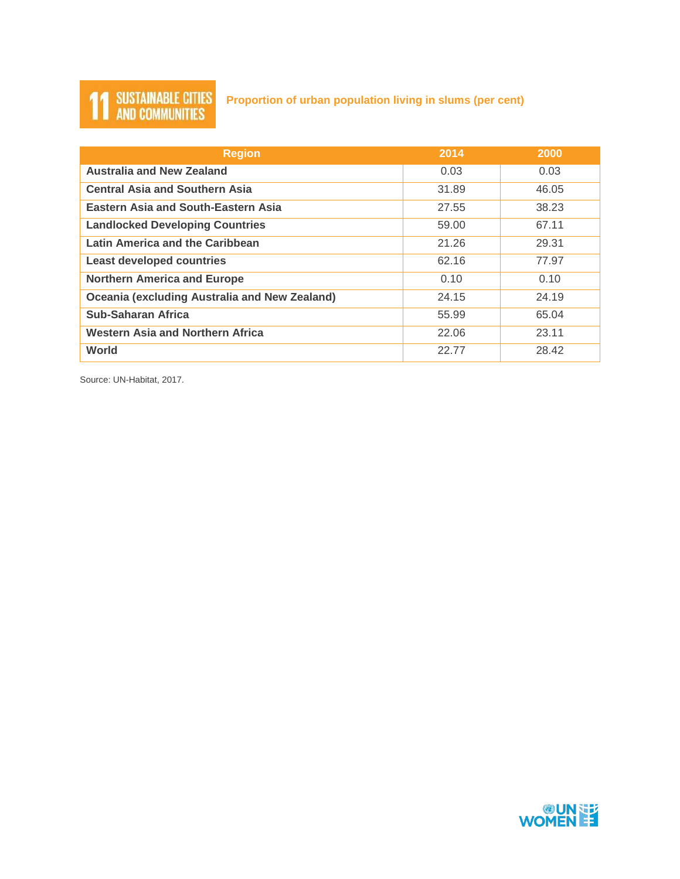11 SUSTAINABLE CITIES AND COMMUNITIES

**Proportion of urban population living in slums (per cent)**

| Region | 2014 | 2000 |
|---|---|---|
| **Australia and New Zealand** | 0.03 | 0.03 |
| **Central Asia and Southern Asia** | 31.89 | 46.05 |
| **Eastern Asia and South-Eastern Asia** | 27.55 | 38.23 |
| **Landlocked Developing Countries** | 59.00 | 67.11 |
| **Latin America and the Caribbean** | 21.26 | 29.31 |
| **Least developed countries** | 62.16 | 77.97 |
| **Northern America and Europe** | 0.10 | 0.10 |
| **Oceania (excluding Australia and New Zealand)** | 24.15 | 24.19 |
| **Sub-Saharan Africa** | 55.99 | 65.04 |
| **Western Asia and Northern Africa** | 22.06 | 23.11 |
| **World** | 22.77 | 28.42 |

Source: UN-Habitat, 2017.